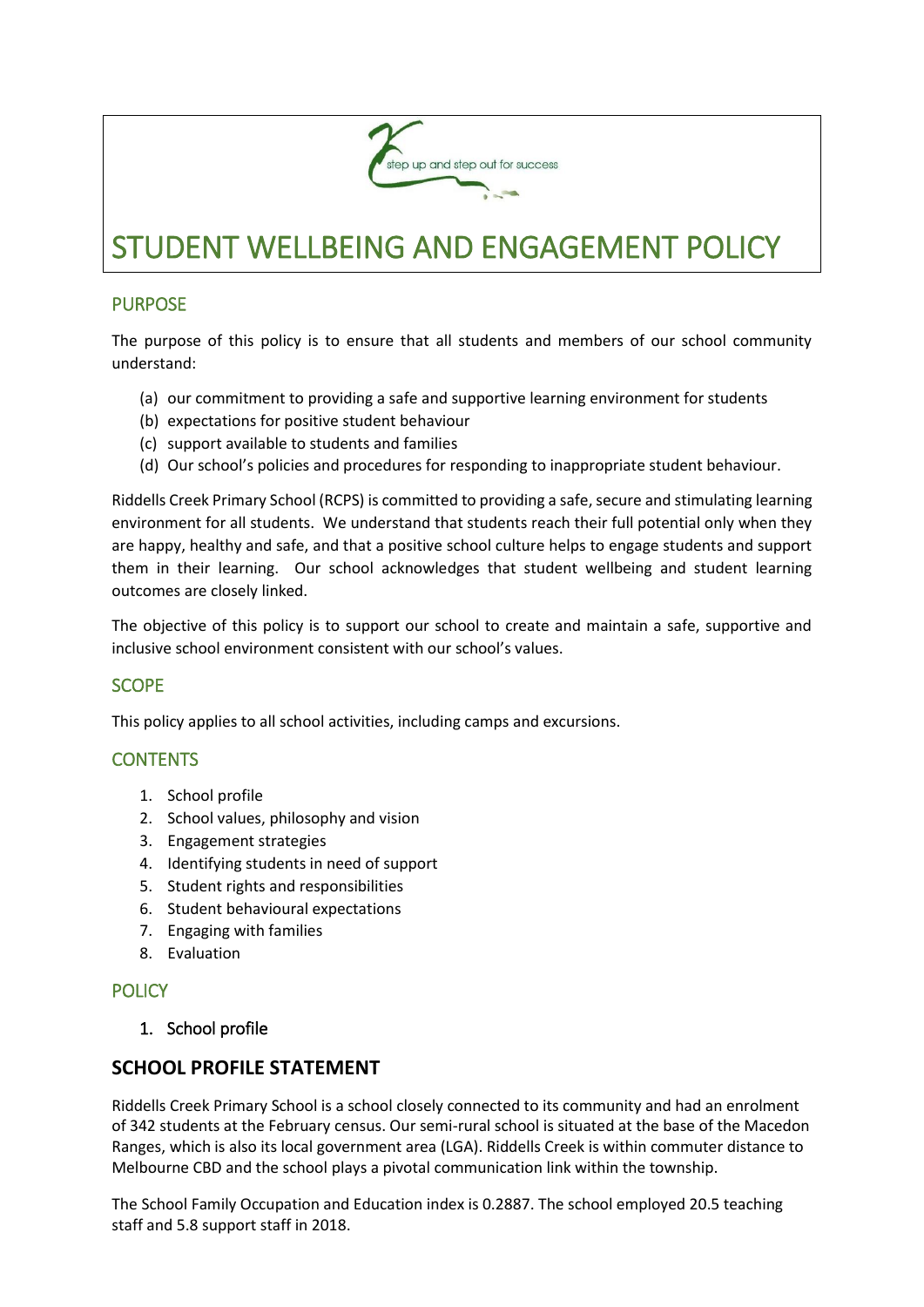step up and step out for success

# STUDENT WELLBEING AND ENGAGEMENT POLICY

## PURPOSE

The purpose of this policy is to ensure that all students and members of our school community understand:

(a) our commitment to providing a safe and supportive learning environment for students
(b) expectations for positive student behaviour
(c) support available to students and families
(d) Our school's policies and procedures for responding to inappropriate student behaviour.

Riddells Creek Primary School (RCPS) is committed to providing a safe, secure and stimulating learning environment for all students. We understand that students reach their full potential only when they are happy, healthy and safe, and that a positive school culture helps to engage students and support them in their learning. Our school acknowledges that student wellbeing and student learning outcomes are closely linked.

The objective of this policy is to support our school to create and maintain a safe, supportive and inclusive school environment consistent with our school's values.

## SCOPE

This policy applies to all school activities, including camps and excursions.

## CONTENTS

1. School profile
2. School values, philosophy and vision
3. Engagement strategies
4. Identifying students in need of support
5. Student rights and responsibilities
6. Student behavioural expectations
7. Engaging with families
8. Evaluation

## POLICY

1. School profile

### SCHOOL PROFILE STATEMENT

Riddells Creek Primary School is a school closely connected to its community and had an enrolment of 342 students at the February census. Our semi-rural school is situated at the base of the Macedon Ranges, which is also its local government area (LGA). Riddells Creek is within commuter distance to Melbourne CBD and the school plays a pivotal communication link within the township.

The School Family Occupation and Education index is 0.2887. The school employed 20.5 teaching staff and 5.8 support staff in 2018.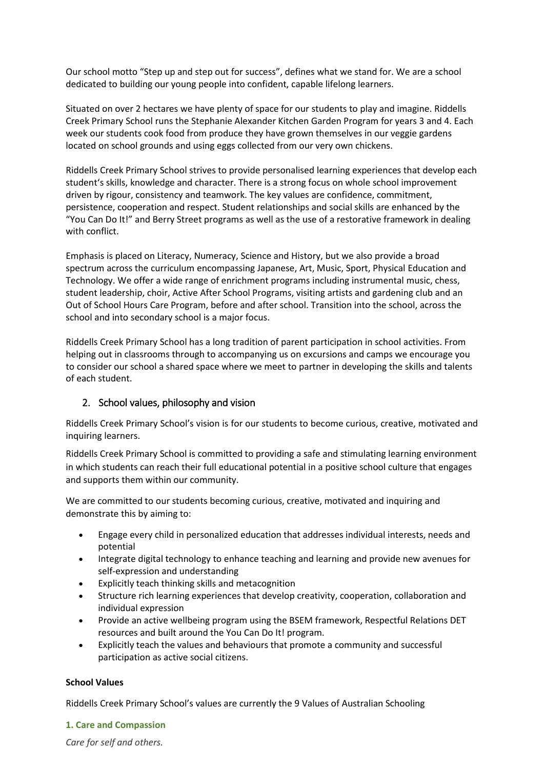Our school motto "Step up and step out for success", defines what we stand for. We are a school dedicated to building our young people into confident, capable lifelong learners.

Situated on over 2 hectares we have plenty of space for our students to play and imagine. Riddells Creek Primary School runs the Stephanie Alexander Kitchen Garden Program for years 3 and 4. Each week our students cook food from produce they have grown themselves in our veggie gardens located on school grounds and using eggs collected from our very own chickens.

Riddells Creek Primary School strives to provide personalised learning experiences that develop each student's skills, knowledge and character. There is a strong focus on whole school improvement driven by rigour, consistency and teamwork. The key values are confidence, commitment, persistence, cooperation and respect. Student relationships and social skills are enhanced by the "You Can Do It!" and Berry Street programs as well as the use of a restorative framework in dealing with conflict.

Emphasis is placed on Literacy, Numeracy, Science and History, but we also provide a broad spectrum across the curriculum encompassing Japanese, Art, Music, Sport, Physical Education and Technology. We offer a wide range of enrichment programs including instrumental music, chess, student leadership, choir, Active After School Programs, visiting artists and gardening club and an Out of School Hours Care Program, before and after school. Transition into the school, across the school and into secondary school is a major focus.

Riddells Creek Primary School has a long tradition of parent participation in school activities. From helping out in classrooms through to accompanying us on excursions and camps we encourage you to consider our school a shared space where we meet to partner in developing the skills and talents of each student.

## 2. School values, philosophy and vision

Riddells Creek Primary School's vision is for our students to become curious, creative, motivated and inquiring learners.

Riddells Creek Primary School is committed to providing a safe and stimulating learning environment in which students can reach their full educational potential in a positive school culture that engages and supports them within our community.

We are committed to our students becoming curious, creative, motivated and inquiring and demonstrate this by aiming to:

- Engage every child in personalized education that addresses individual interests, needs and potential
- Integrate digital technology to enhance teaching and learning and provide new avenues for self-expression and understanding
- Explicitly teach thinking skills and metacognition
- Structure rich learning experiences that develop creativity, cooperation, collaboration and individual expression
- Provide an active wellbeing program using the BSEM framework, Respectful Relations DET resources and built around the You Can Do It! program.
- Explicitly teach the values and behaviours that promote a community and successful participation as active social citizens.

**School Values**

Riddells Creek Primary School's values are currently the 9 Values of Australian Schooling

**1. Care and Compassion**

*Care for self and others.*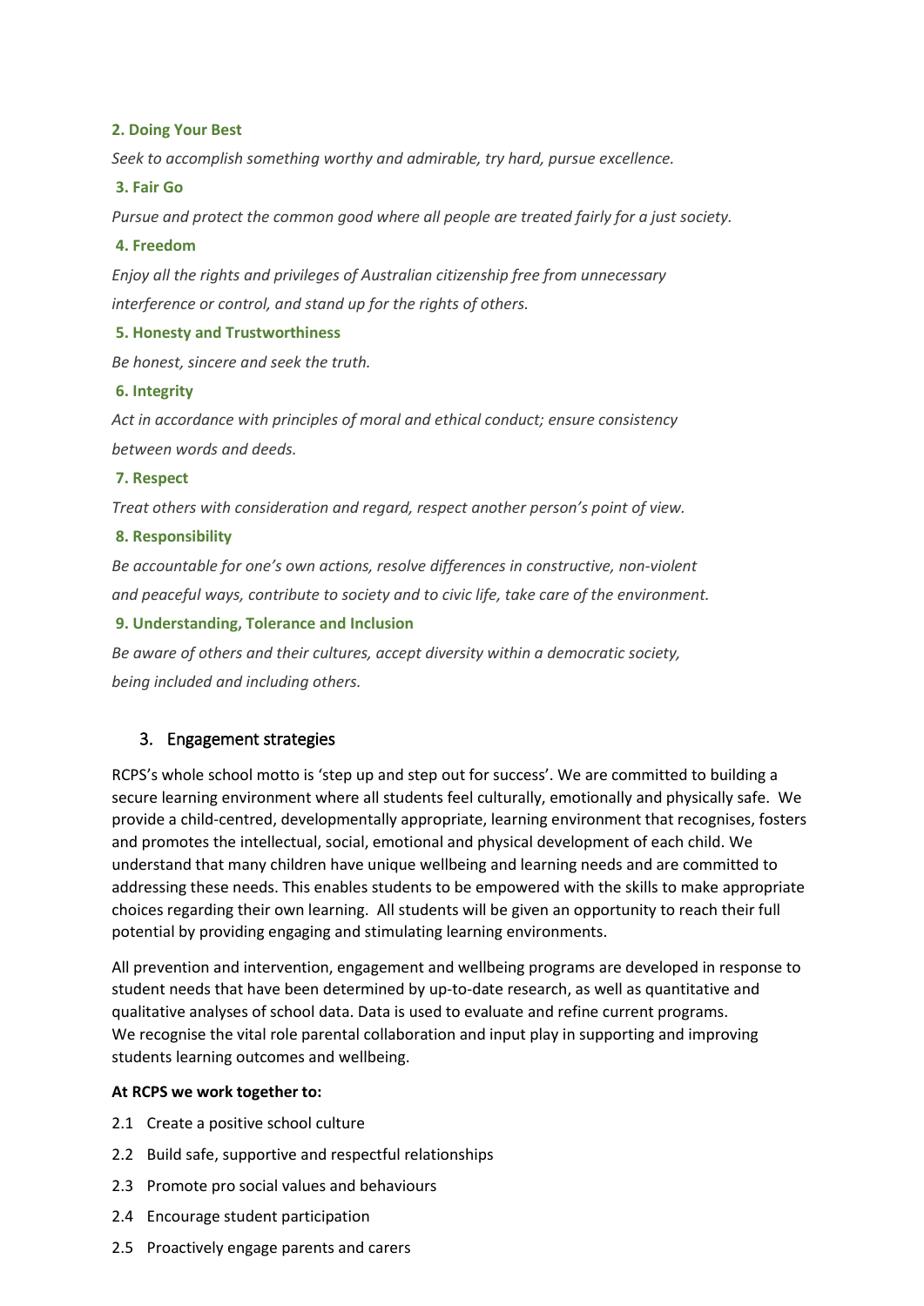**2. Doing Your Best**

*Seek to accomplish something worthy and admirable, try hard, pursue excellence.*

**3. Fair Go**

*Pursue and protect the common good where all people are treated fairly for a just society.*

**4. Freedom**

*Enjoy all the rights and privileges of Australian citizenship free from unnecessary interference or control, and stand up for the rights of others.*

**5. Honesty and Trustworthiness**

*Be honest, sincere and seek the truth.*

**6. Integrity**

*Act in accordance with principles of moral and ethical conduct; ensure consistency between words and deeds.*

**7. Respect**

*Treat others with consideration and regard, respect another person's point of view.*

**8. Responsibility**

*Be accountable for one's own actions, resolve differences in constructive, non-violent and peaceful ways, contribute to society and to civic life, take care of the environment.*

**9. Understanding, Tolerance and Inclusion**

*Be aware of others and their cultures, accept diversity within a democratic society, being included and including others.*

## 3. Engagement strategies

RCPS's whole school motto is 'step up and step out for success'. We are committed to building a secure learning environment where all students feel culturally, emotionally and physically safe. We provide a child-centred, developmentally appropriate, learning environment that recognises, fosters and promotes the intellectual, social, emotional and physical development of each child. We understand that many children have unique wellbeing and learning needs and are committed to addressing these needs. This enables students to be empowered with the skills to make appropriate choices regarding their own learning. All students will be given an opportunity to reach their full potential by providing engaging and stimulating learning environments.

All prevention and intervention, engagement and wellbeing programs are developed in response to student needs that have been determined by up-to-date research, as well as quantitative and qualitative analyses of school data. Data is used to evaluate and refine current programs. We recognise the vital role parental collaboration and input play in supporting and improving students learning outcomes and wellbeing.

**At RCPS we work together to:**

2.1 Create a positive school culture

2.2 Build safe, supportive and respectful relationships

2.3 Promote pro social values and behaviours

2.4 Encourage student participation

2.5 Proactively engage parents and carers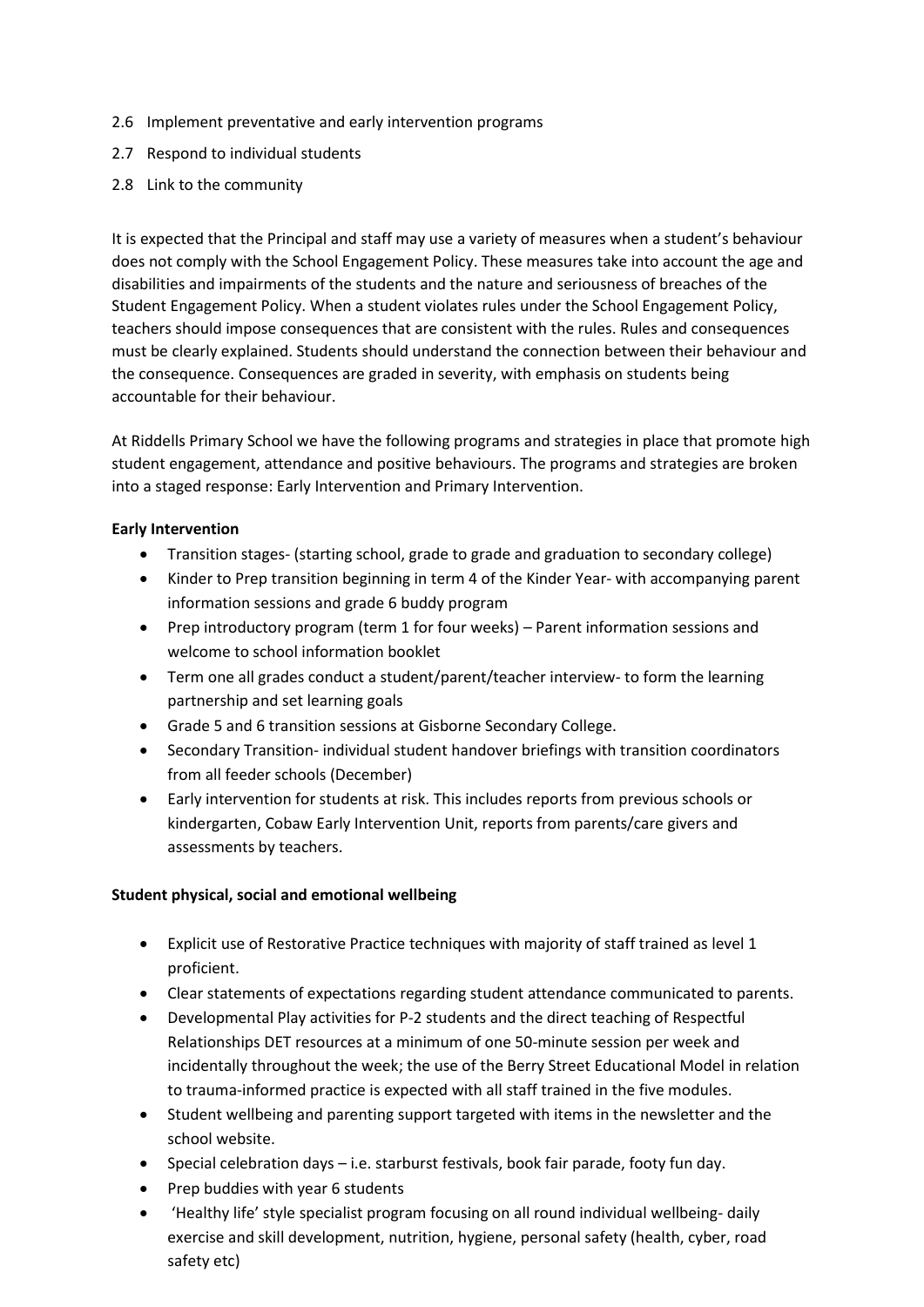2.6 Implement preventative and early intervention programs

2.7 Respond to individual students

2.8 Link to the community

It is expected that the Principal and staff may use a variety of measures when a student's behaviour does not comply with the School Engagement Policy. These measures take into account the age and disabilities and impairments of the students and the nature and seriousness of breaches of the Student Engagement Policy. When a student violates rules under the School Engagement Policy, teachers should impose consequences that are consistent with the rules. Rules and consequences must be clearly explained. Students should understand the connection between their behaviour and the consequence. Consequences are graded in severity, with emphasis on students being accountable for their behaviour.

At Riddells Primary School we have the following programs and strategies in place that promote high student engagement, attendance and positive behaviours. The programs and strategies are broken into a staged response: Early Intervention and Primary Intervention.

**Early Intervention**

- Transition stages- (starting school, grade to grade and graduation to secondary college)
- Kinder to Prep transition beginning in term 4 of the Kinder Year- with accompanying parent information sessions and grade 6 buddy program
- Prep introductory program (term 1 for four weeks) – Parent information sessions and welcome to school information booklet
- Term one all grades conduct a student/parent/teacher interview- to form the learning partnership and set learning goals
- Grade 5 and 6 transition sessions at Gisborne Secondary College.
- Secondary Transition- individual student handover briefings with transition coordinators from all feeder schools (December)
- Early intervention for students at risk. This includes reports from previous schools or kindergarten, Cobaw Early Intervention Unit, reports from parents/care givers and assessments by teachers.

**Student physical, social and emotional wellbeing**

- Explicit use of Restorative Practice techniques with majority of staff trained as level 1 proficient.
- Clear statements of expectations regarding student attendance communicated to parents.
- Developmental Play activities for P-2 students and the direct teaching of Respectful Relationships DET resources at a minimum of one 50-minute session per week and incidentally throughout the week; the use of the Berry Street Educational Model in relation to trauma-informed practice is expected with all staff trained in the five modules.
- Student wellbeing and parenting support targeted with items in the newsletter and the school website.
- Special celebration days – i.e. starburst festivals, book fair parade, footy fun day.
- Prep buddies with year 6 students
- 'Healthy life' style specialist program focusing on all round individual wellbeing- daily exercise and skill development, nutrition, hygiene, personal safety (health, cyber, road safety etc)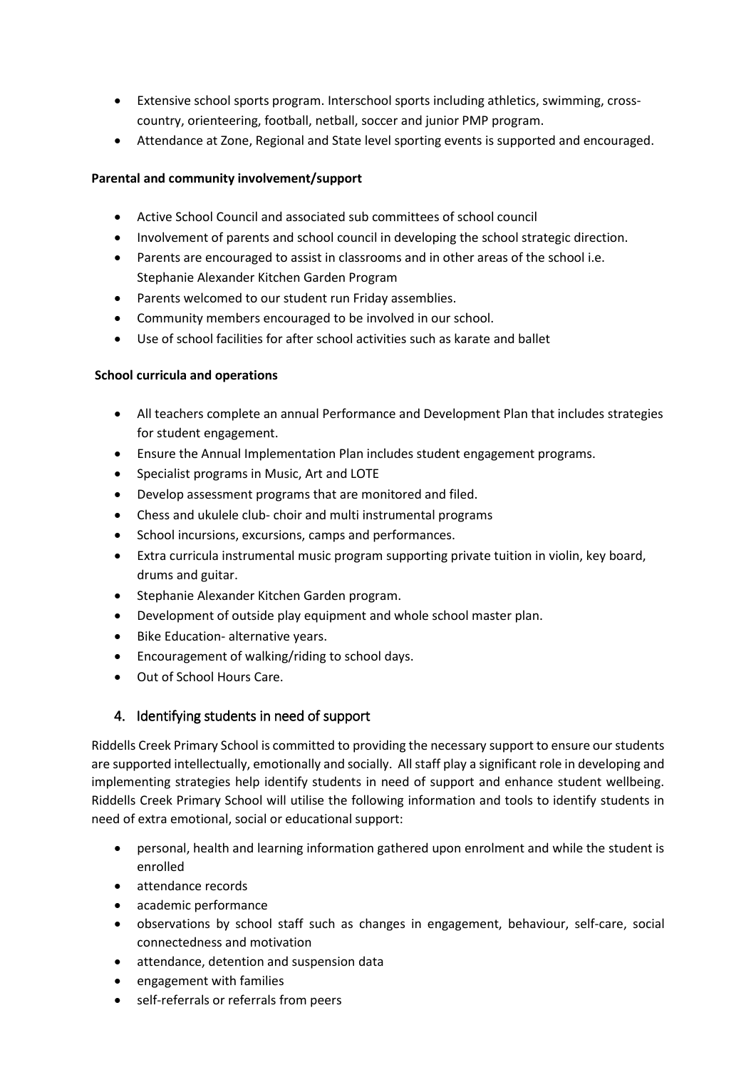- Extensive school sports program. Interschool sports including athletics, swimming, cross-country, orienteering, football, netball, soccer and junior PMP program.
- Attendance at Zone, Regional and State level sporting events is supported and encouraged.

**Parental and community involvement/support**

- Active School Council and associated sub committees of school council
- Involvement of parents and school council in developing the school strategic direction.
- Parents are encouraged to assist in classrooms and in other areas of the school i.e. Stephanie Alexander Kitchen Garden Program
- Parents welcomed to our student run Friday assemblies.
- Community members encouraged to be involved in our school.
- Use of school facilities for after school activities such as karate and ballet

**School curricula and operations**

- All teachers complete an annual Performance and Development Plan that includes strategies for student engagement.
- Ensure the Annual Implementation Plan includes student engagement programs.
- Specialist programs in Music, Art and LOTE
- Develop assessment programs that are monitored and filed.
- Chess and ukulele club- choir and multi instrumental programs
- School incursions, excursions, camps and performances.
- Extra curricula instrumental music program supporting private tuition in violin, key board, drums and guitar.
- Stephanie Alexander Kitchen Garden program.
- Development of outside play equipment and whole school master plan.
- Bike Education- alternative years.
- Encouragement of walking/riding to school days.
- Out of School Hours Care.

## 4. Identifying students in need of support

Riddells Creek Primary School is committed to providing the necessary support to ensure our students are supported intellectually, emotionally and socially. All staff play a significant role in developing and implementing strategies help identify students in need of support and enhance student wellbeing. Riddells Creek Primary School will utilise the following information and tools to identify students in need of extra emotional, social or educational support:

- personal, health and learning information gathered upon enrolment and while the student is enrolled
- attendance records
- academic performance
- observations by school staff such as changes in engagement, behaviour, self-care, social connectedness and motivation
- attendance, detention and suspension data
- engagement with families
- self-referrals or referrals from peers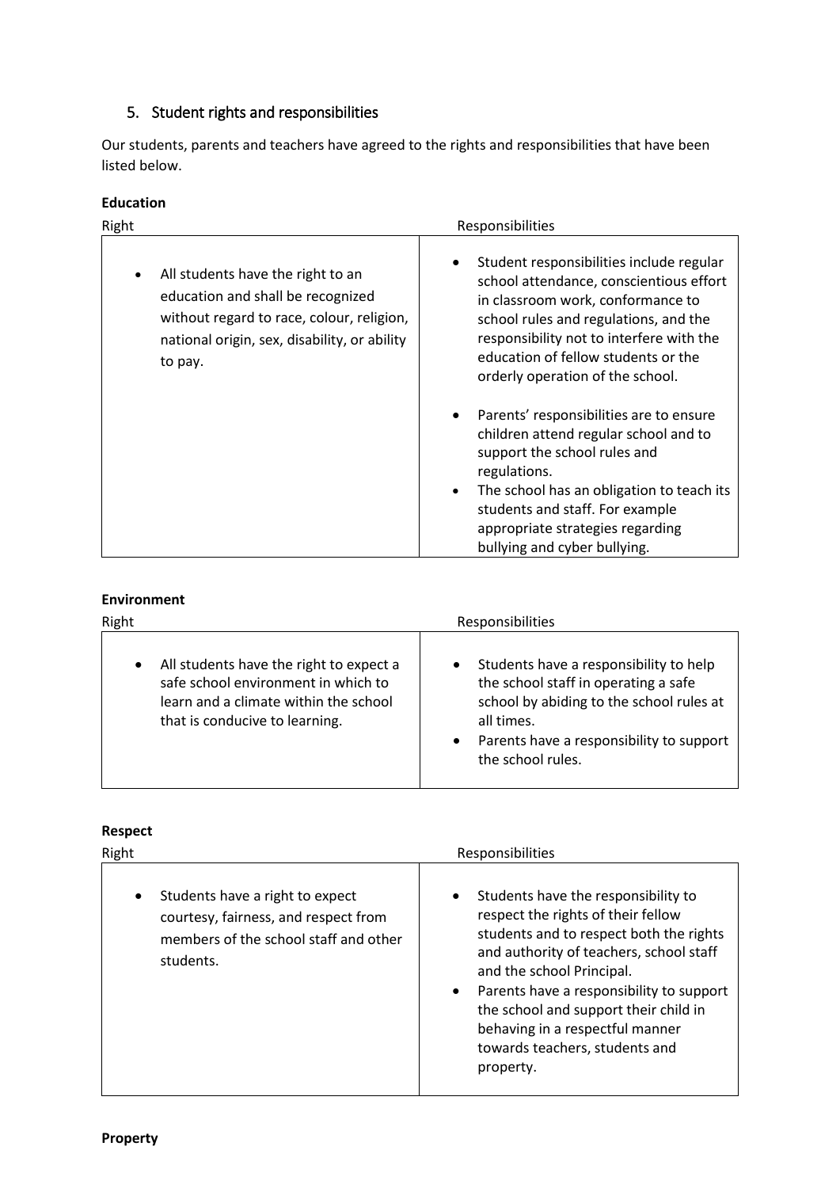## 5. Student rights and responsibilities

Our students, parents and teachers have agreed to the rights and responsibilities that have been listed below.

**Education**

| Right | Responsibilities |
| --- | --- |
| • All students have the right to an education and shall be recognized without regard to race, colour, religion, national origin, sex, disability, or ability to pay. | • Student responsibilities include regular school attendance, conscientious effort in classroom work, conformance to school rules and regulations, and the responsibility not to interfere with the education of fellow students or the orderly operation of the school.<br>• Parents' responsibilities are to ensure children attend regular school and to support the school rules and regulations.<br>• The school has an obligation to teach its students and staff. For example appropriate strategies regarding bullying and cyber bullying. |

**Environment**

| Right | Responsibilities |
| --- | --- |
| • All students have the right to expect a safe school environment in which to learn and a climate within the school that is conducive to learning. | • Students have a responsibility to help the school staff in operating a safe school by abiding to the school rules at all times.<br>• Parents have a responsibility to support the school rules. |

**Respect**

| Right | Responsibilities |
| --- | --- |
| • Students have a right to expect courtesy, fairness, and respect from members of the school staff and other students. | • Students have the responsibility to respect the rights of their fellow students and to respect both the rights and authority of teachers, school staff and the school Principal.<br>• Parents have a responsibility to support the school and support their child in behaving in a respectful manner towards teachers, students and property. |

**Property**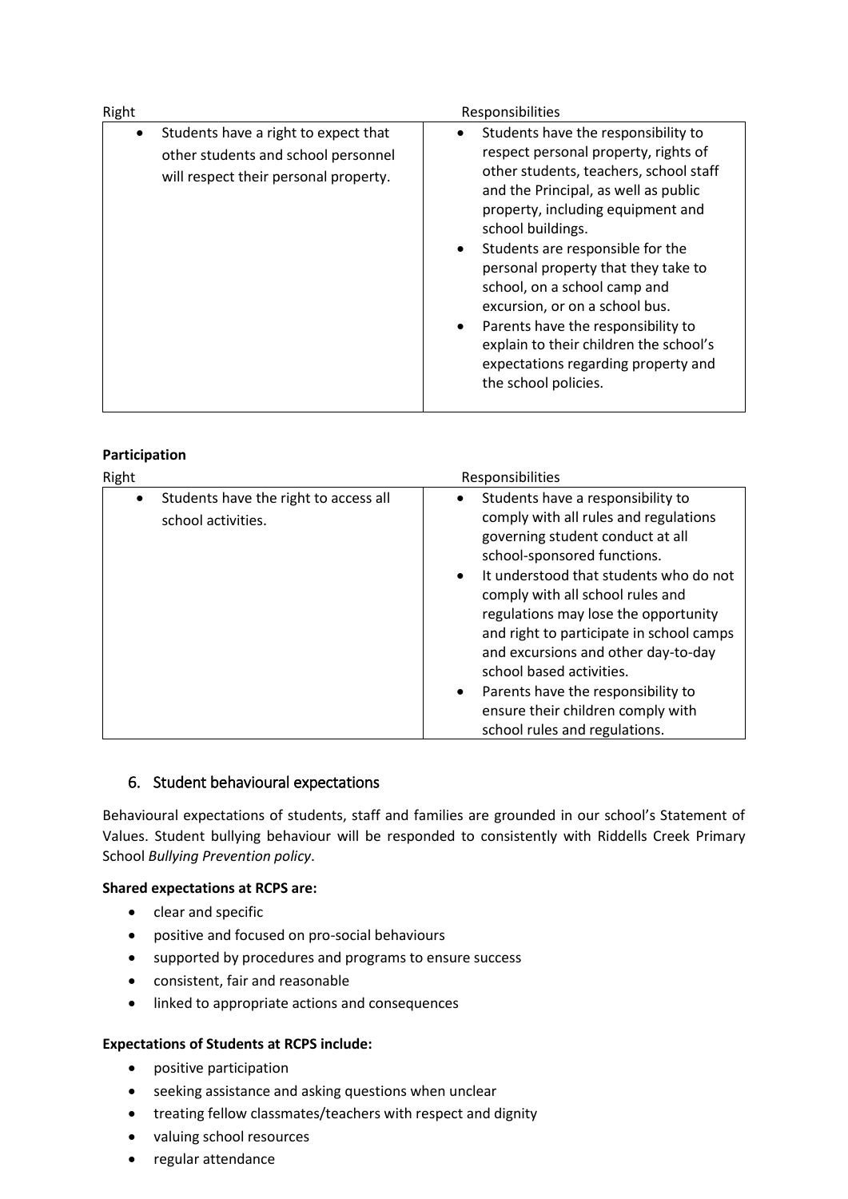| Right | Responsibilities |
| --- | --- |
| • Students have a right to expect that other students and school personnel will respect their personal property. | • Students have the responsibility to respect personal property, rights of other students, teachers, school staff and the Principal, as well as public property, including equipment and school buildings.<br>• Students are responsible for the personal property that they take to school, on a school camp and excursion, or on a school bus.<br>• Parents have the responsibility to explain to their children the school's expectations regarding property and the school policies. |

**Participation**

| Right | Responsibilities |
| --- | --- |
| • Students have the right to access all school activities. | • Students have a responsibility to comply with all rules and regulations governing student conduct at all school-sponsored functions.<br>• It understood that students who do not comply with all school rules and regulations may lose the opportunity and right to participate in school camps and excursions and other day-to-day school based activities.<br>• Parents have the responsibility to ensure their children comply with school rules and regulations. |

## 6. Student behavioural expectations

Behavioural expectations of students, staff and families are grounded in our school's Statement of Values. Student bullying behaviour will be responded to consistently with Riddells Creek Primary School *Bullying Prevention policy*.

**Shared expectations at RCPS are:**

- clear and specific
- positive and focused on pro-social behaviours
- supported by procedures and programs to ensure success
- consistent, fair and reasonable
- linked to appropriate actions and consequences

**Expectations of Students at RCPS include:**

- positive participation
- seeking assistance and asking questions when unclear
- treating fellow classmates/teachers with respect and dignity
- valuing school resources
- regular attendance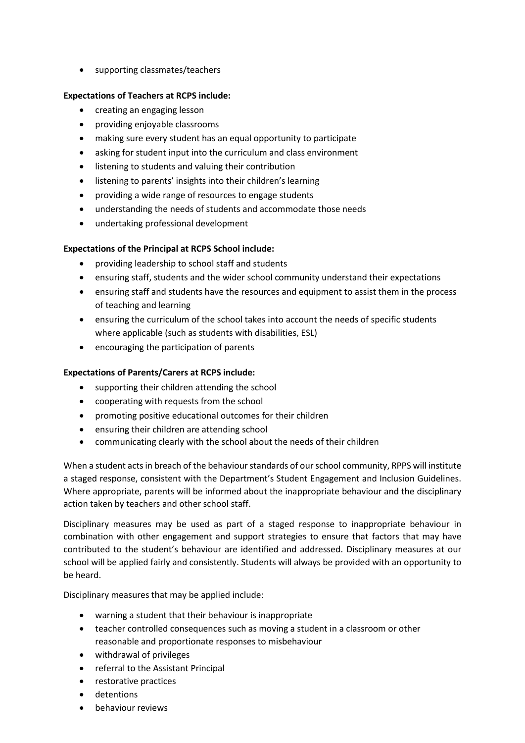- supporting classmates/teachers

**Expectations of Teachers at RCPS include:**

- creating an engaging lesson
- providing enjoyable classrooms
- making sure every student has an equal opportunity to participate
- asking for student input into the curriculum and class environment
- listening to students and valuing their contribution
- listening to parents' insights into their children's learning
- providing a wide range of resources to engage students
- understanding the needs of students and accommodate those needs
- undertaking professional development

**Expectations of the Principal at RCPS School include:**

- providing leadership to school staff and students
- ensuring staff, students and the wider school community understand their expectations
- ensuring staff and students have the resources and equipment to assist them in the process of teaching and learning
- ensuring the curriculum of the school takes into account the needs of specific students where applicable (such as students with disabilities, ESL)
- encouraging the participation of parents

**Expectations of Parents/Carers at RCPS include:**

- supporting their children attending the school
- cooperating with requests from the school
- promoting positive educational outcomes for their children
- ensuring their children are attending school
- communicating clearly with the school about the needs of their children

When a student acts in breach of the behaviour standards of our school community, RPPS will institute a staged response, consistent with the Department's Student Engagement and Inclusion Guidelines. Where appropriate, parents will be informed about the inappropriate behaviour and the disciplinary action taken by teachers and other school staff.

Disciplinary measures may be used as part of a staged response to inappropriate behaviour in combination with other engagement and support strategies to ensure that factors that may have contributed to the student's behaviour are identified and addressed. Disciplinary measures at our school will be applied fairly and consistently. Students will always be provided with an opportunity to be heard.

Disciplinary measures that may be applied include:

- warning a student that their behaviour is inappropriate
- teacher controlled consequences such as moving a student in a classroom or other reasonable and proportionate responses to misbehaviour
- withdrawal of privileges
- referral to the Assistant Principal
- restorative practices
- detentions
- behaviour reviews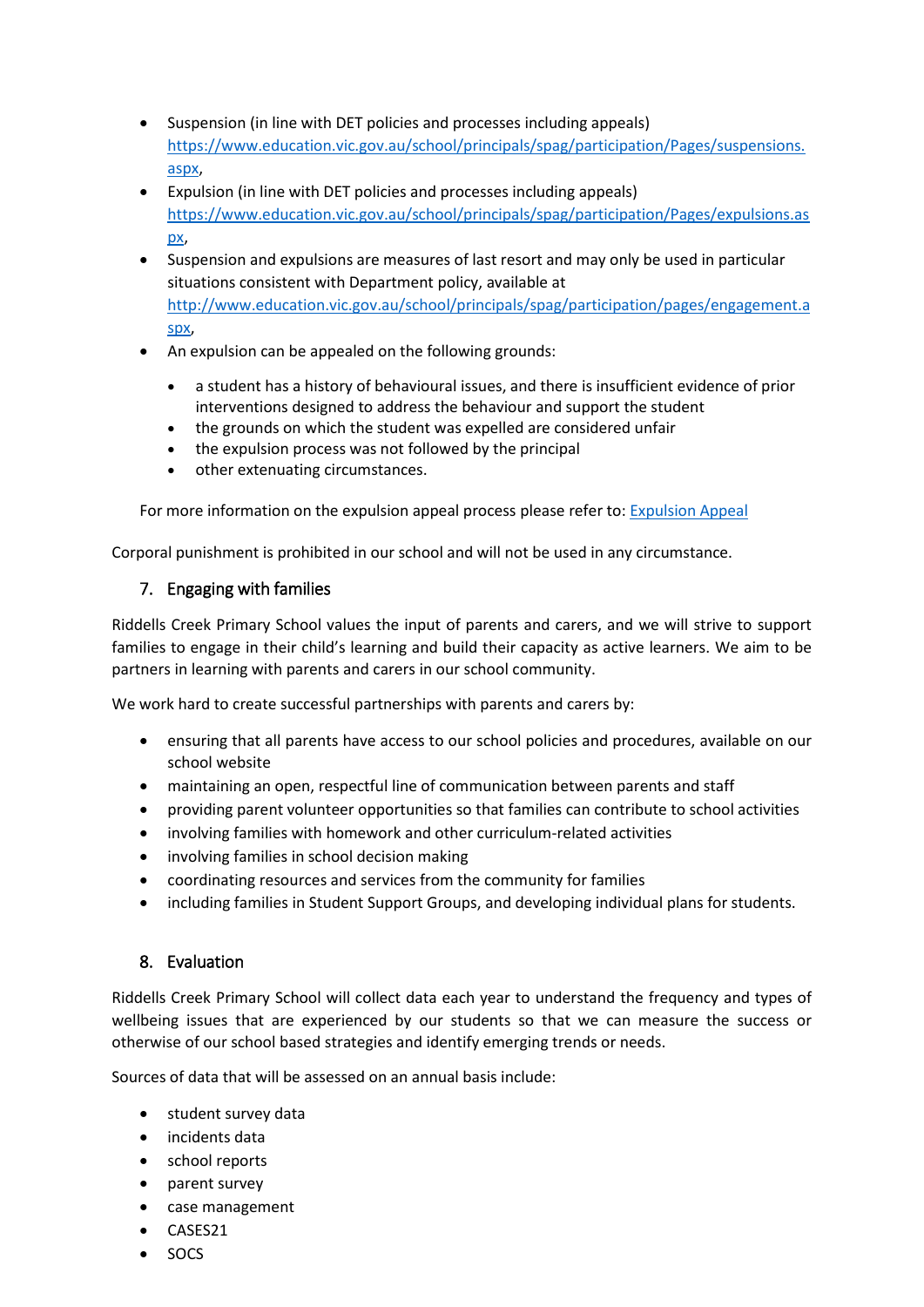- Suspension (in line with DET policies and processes including appeals) https://www.education.vic.gov.au/school/principals/spag/participation/Pages/suspensions.aspx,
- Expulsion (in line with DET policies and processes including appeals) https://www.education.vic.gov.au/school/principals/spag/participation/Pages/expulsions.aspx,
- Suspension and expulsions are measures of last resort and may only be used in particular situations consistent with Department policy, available at http://www.education.vic.gov.au/school/principals/spag/participation/pages/engagement.aspx,
- An expulsion can be appealed on the following grounds:
  - a student has a history of behavioural issues, and there is insufficient evidence of prior interventions designed to address the behaviour and support the student
  - the grounds on which the student was expelled are considered unfair
  - the expulsion process was not followed by the principal
  - other extenuating circumstances.

  For more information on the expulsion appeal process please refer to: [Expulsion Appeal]

Corporal punishment is prohibited in our school and will not be used in any circumstance.

## 7. Engaging with families

Riddells Creek Primary School values the input of parents and carers, and we will strive to support families to engage in their child's learning and build their capacity as active learners. We aim to be partners in learning with parents and carers in our school community.

We work hard to create successful partnerships with parents and carers by:

- ensuring that all parents have access to our school policies and procedures, available on our school website
- maintaining an open, respectful line of communication between parents and staff
- providing parent volunteer opportunities so that families can contribute to school activities
- involving families with homework and other curriculum-related activities
- involving families in school decision making
- coordinating resources and services from the community for families
- including families in Student Support Groups, and developing individual plans for students.

## 8. Evaluation

Riddells Creek Primary School will collect data each year to understand the frequency and types of wellbeing issues that are experienced by our students so that we can measure the success or otherwise of our school based strategies and identify emerging trends or needs.

Sources of data that will be assessed on an annual basis include:

- student survey data
- incidents data
- school reports
- parent survey
- case management
- CASES21
- SOCS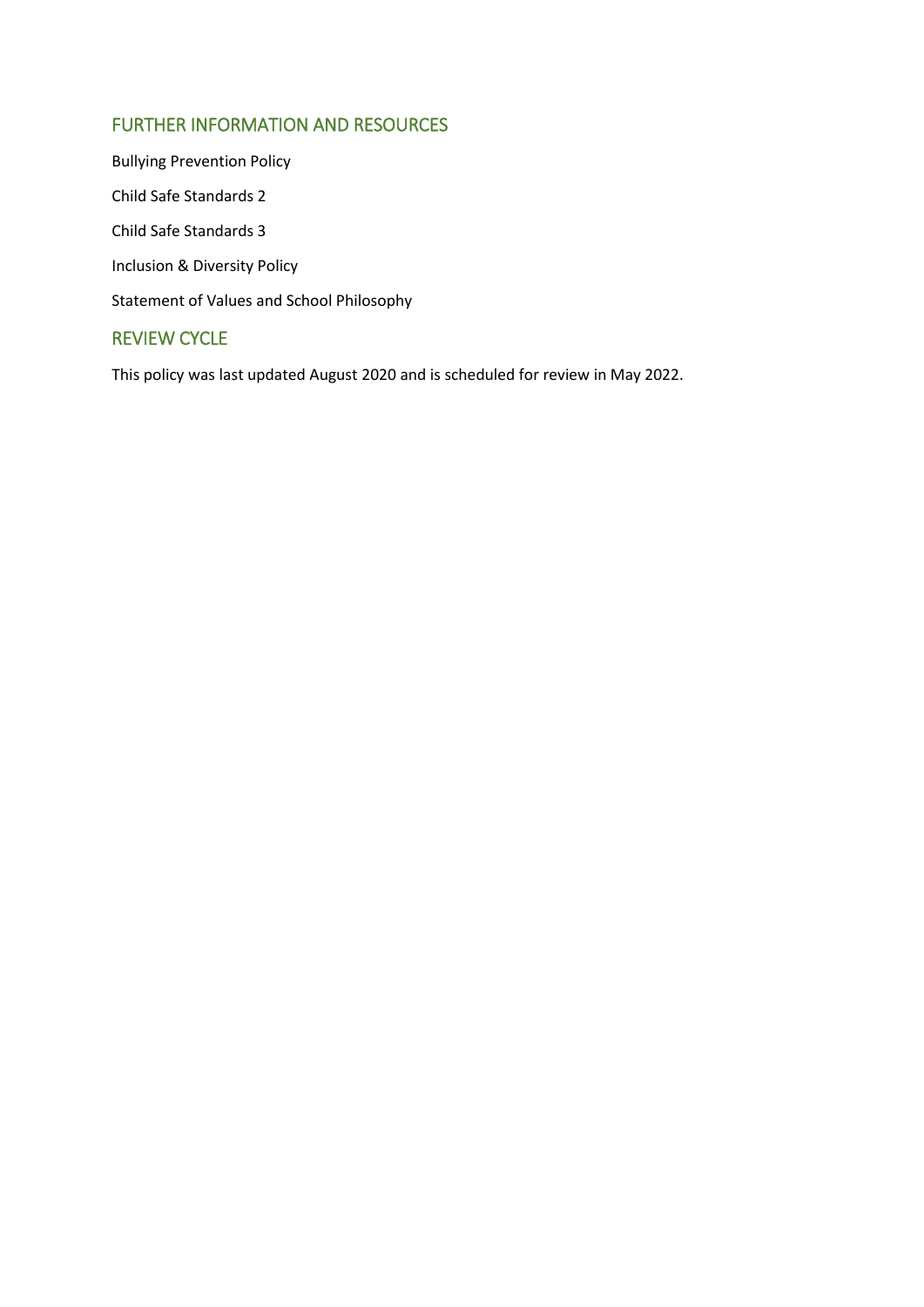## FURTHER INFORMATION AND RESOURCES

Bullying Prevention Policy

Child Safe Standards 2

Child Safe Standards 3

Inclusion & Diversity Policy

Statement of Values and School Philosophy

## REVIEW CYCLE

This policy was last updated August 2020 and is scheduled for review in May 2022.